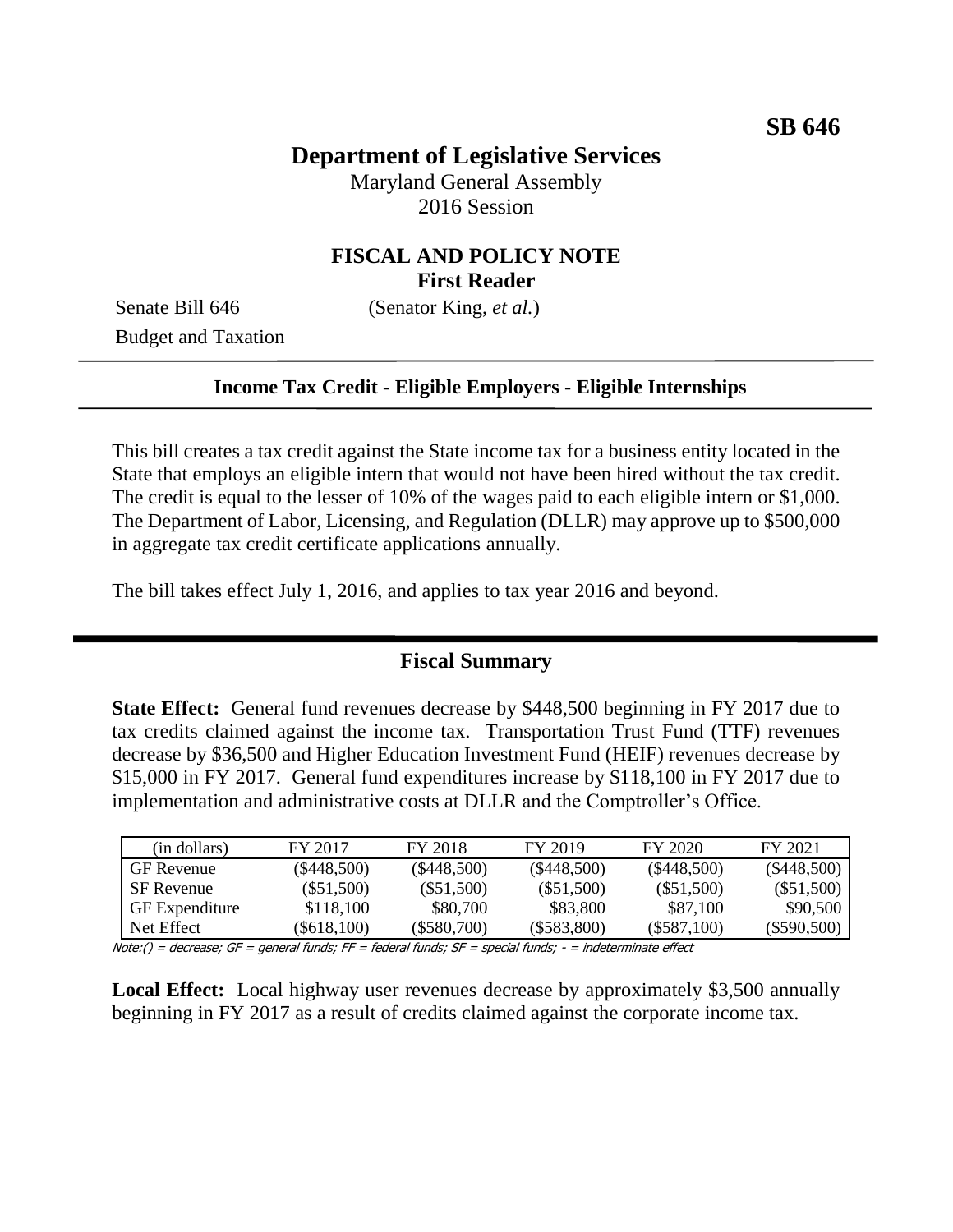**SB 646**

# Department of Legislative Services

Maryland General Assembly
2016 Session

## FISCAL AND POLICY NOTE
**First Reader**

Senate Bill 646 (Senator King, *et al.*)
Budget and Taxation

---

**Income Tax Credit - Eligible Employers - Eligible Internships**

---

This bill creates a tax credit against the State income tax for a business entity located in the State that employs an eligible intern that would not have been hired without the tax credit. The credit is equal to the lesser of 10% of the wages paid to each eligible intern or $1,000. The Department of Labor, Licensing, and Regulation (DLLR) may approve up to $500,000 in aggregate tax credit certificate applications annually.

The bill takes effect July 1, 2016, and applies to tax year 2016 and beyond.

---

## Fiscal Summary

**State Effect:** General fund revenues decrease by $448,500 beginning in FY 2017 due to tax credits claimed against the income tax. Transportation Trust Fund (TTF) revenues decrease by $36,500 and Higher Education Investment Fund (HEIF) revenues decrease by $15,000 in FY 2017. General fund expenditures increase by $118,100 in FY 2017 due to implementation and administrative costs at DLLR and the Comptroller's Office.

| (in dollars) | FY 2017 | FY 2018 | FY 2019 | FY 2020 | FY 2021 |
|---|---|---|---|---|---|
| GF Revenue | ($448,500) | ($448,500) | ($448,500) | ($448,500) | ($448,500) |
| SF Revenue | ($51,500) | ($51,500) | ($51,500) | ($51,500) | ($51,500) |
| GF Expenditure | $118,100 | $80,700 | $83,800 | $87,100 | $90,500 |
| Net Effect | ($618,100) | ($580,700) | ($583,800) | ($587,100) | ($590,500) |

Note:() = decrease; GF = general funds; FF = federal funds; SF = special funds; - = indeterminate effect

**Local Effect:** Local highway user revenues decrease by approximately $3,500 annually beginning in FY 2017 as a result of credits claimed against the corporate income tax.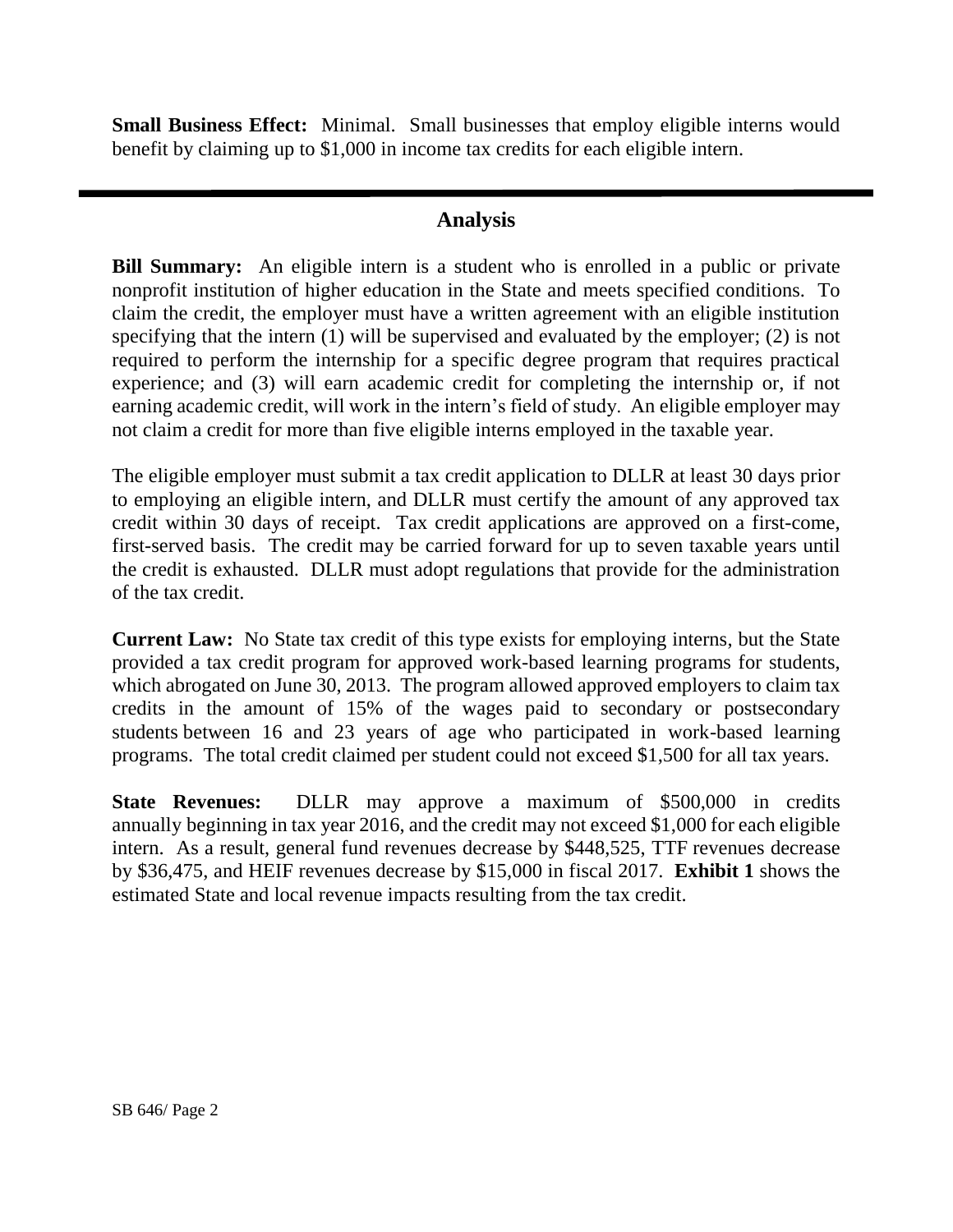**Small Business Effect:** Minimal. Small businesses that employ eligible interns would benefit by claiming up to $1,000 in income tax credits for each eligible intern.

---

## Analysis

**Bill Summary:** An eligible intern is a student who is enrolled in a public or private nonprofit institution of higher education in the State and meets specified conditions. To claim the credit, the employer must have a written agreement with an eligible institution specifying that the intern (1) will be supervised and evaluated by the employer; (2) is not required to perform the internship for a specific degree program that requires practical experience; and (3) will earn academic credit for completing the internship or, if not earning academic credit, will work in the intern's field of study. An eligible employer may not claim a credit for more than five eligible interns employed in the taxable year.

The eligible employer must submit a tax credit application to DLLR at least 30 days prior to employing an eligible intern, and DLLR must certify the amount of any approved tax credit within 30 days of receipt. Tax credit applications are approved on a first-come, first-served basis. The credit may be carried forward for up to seven taxable years until the credit is exhausted. DLLR must adopt regulations that provide for the administration of the tax credit.

**Current Law:** No State tax credit of this type exists for employing interns, but the State provided a tax credit program for approved work-based learning programs for students, which abrogated on June 30, 2013. The program allowed approved employers to claim tax credits in the amount of 15% of the wages paid to secondary or postsecondary students between 16 and 23 years of age who participated in work-based learning programs. The total credit claimed per student could not exceed $1,500 for all tax years.

**State Revenues:** DLLR may approve a maximum of $500,000 in credits annually beginning in tax year 2016, and the credit may not exceed $1,000 for each eligible intern. As a result, general fund revenues decrease by $448,525, TTF revenues decrease by $36,475, and HEIF revenues decrease by $15,000 in fiscal 2017. **Exhibit 1** shows the estimated State and local revenue impacts resulting from the tax credit.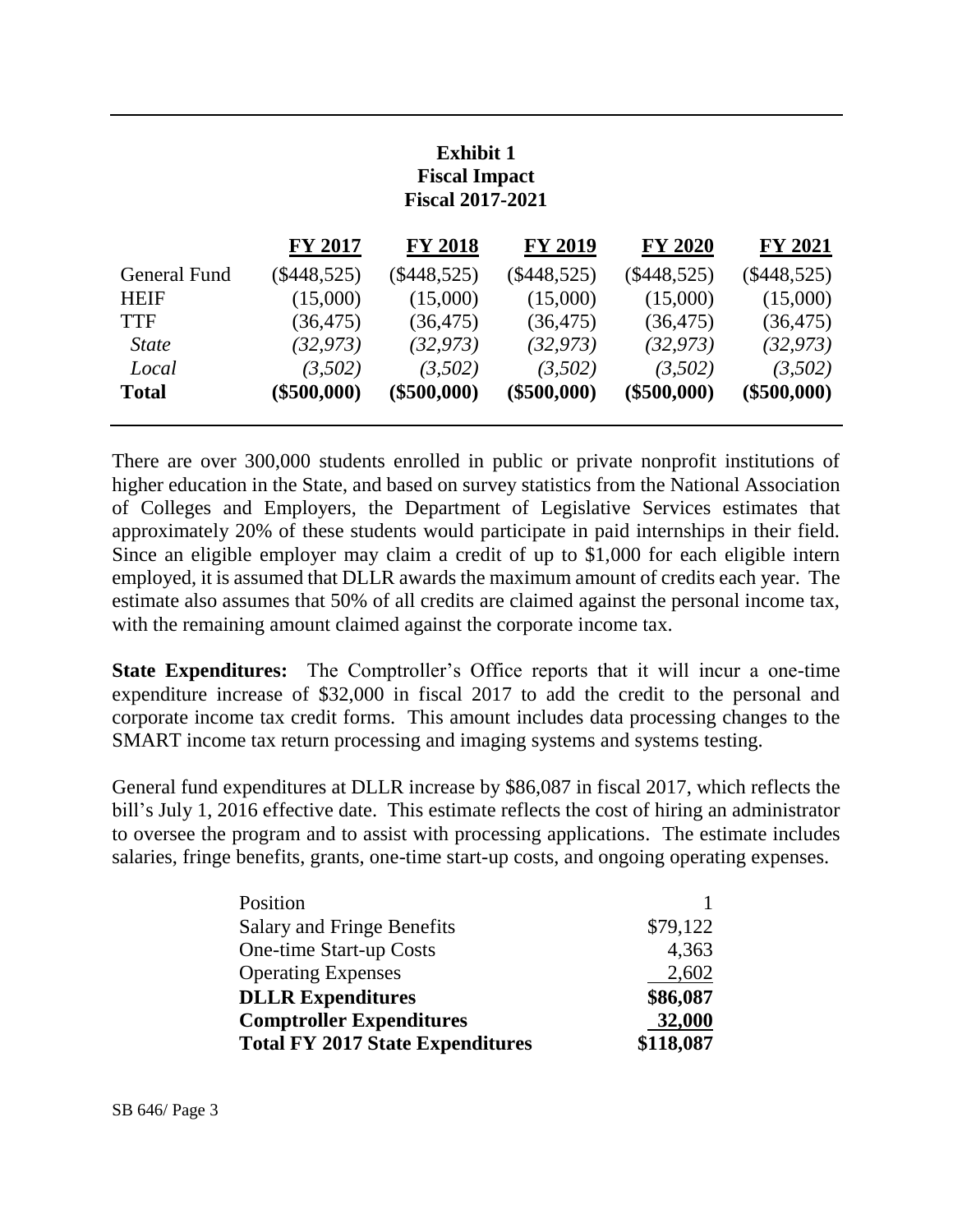**Exhibit 1**
**Fiscal Impact**
**Fiscal 2017-2021**

| | FY 2017 | FY 2018 | FY 2019 | FY 2020 | FY 2021 |
|---|---|---|---|---|---|
| General Fund | ($448,525) | ($448,525) | ($448,525) | ($448,525) | ($448,525) |
| HEIF | (15,000) | (15,000) | (15,000) | (15,000) | (15,000) |
| TTF | (36,475) | (36,475) | (36,475) | (36,475) | (36,475) |
| *State* | *(32,973)* | *(32,973)* | *(32,973)* | *(32,973)* | *(32,973)* |
| *Local* | *(3,502)* | *(3,502)* | *(3,502)* | *(3,502)* | *(3,502)* |
| **Total** | **($500,000)** | **($500,000)** | **($500,000)** | **($500,000)** | **($500,000)** |

There are over 300,000 students enrolled in public or private nonprofit institutions of higher education in the State, and based on survey statistics from the National Association of Colleges and Employers, the Department of Legislative Services estimates that approximately 20% of these students would participate in paid internships in their field. Since an eligible employer may claim a credit of up to $1,000 for each eligible intern employed, it is assumed that DLLR awards the maximum amount of credits each year. The estimate also assumes that 50% of all credits are claimed against the personal income tax, with the remaining amount claimed against the corporate income tax.

**State Expenditures:** The Comptroller's Office reports that it will incur a one-time expenditure increase of $32,000 in fiscal 2017 to add the credit to the personal and corporate income tax credit forms. This amount includes data processing changes to the SMART income tax return processing and imaging systems and systems testing.

General fund expenditures at DLLR increase by $86,087 in fiscal 2017, which reflects the bill's July 1, 2016 effective date. This estimate reflects the cost of hiring an administrator to oversee the program and to assist with processing applications. The estimate includes salaries, fringe benefits, grants, one-time start-up costs, and ongoing operating expenses.

| | |
|---|---|
| Position | 1 |
| Salary and Fringe Benefits | $79,122 |
| One-time Start-up Costs | 4,363 |
| Operating Expenses | 2,602 |
| **DLLR Expenditures** | **$86,087** |
| **Comptroller Expenditures** | **32,000** |
| **Total FY 2017 State Expenditures** | **$118,087** |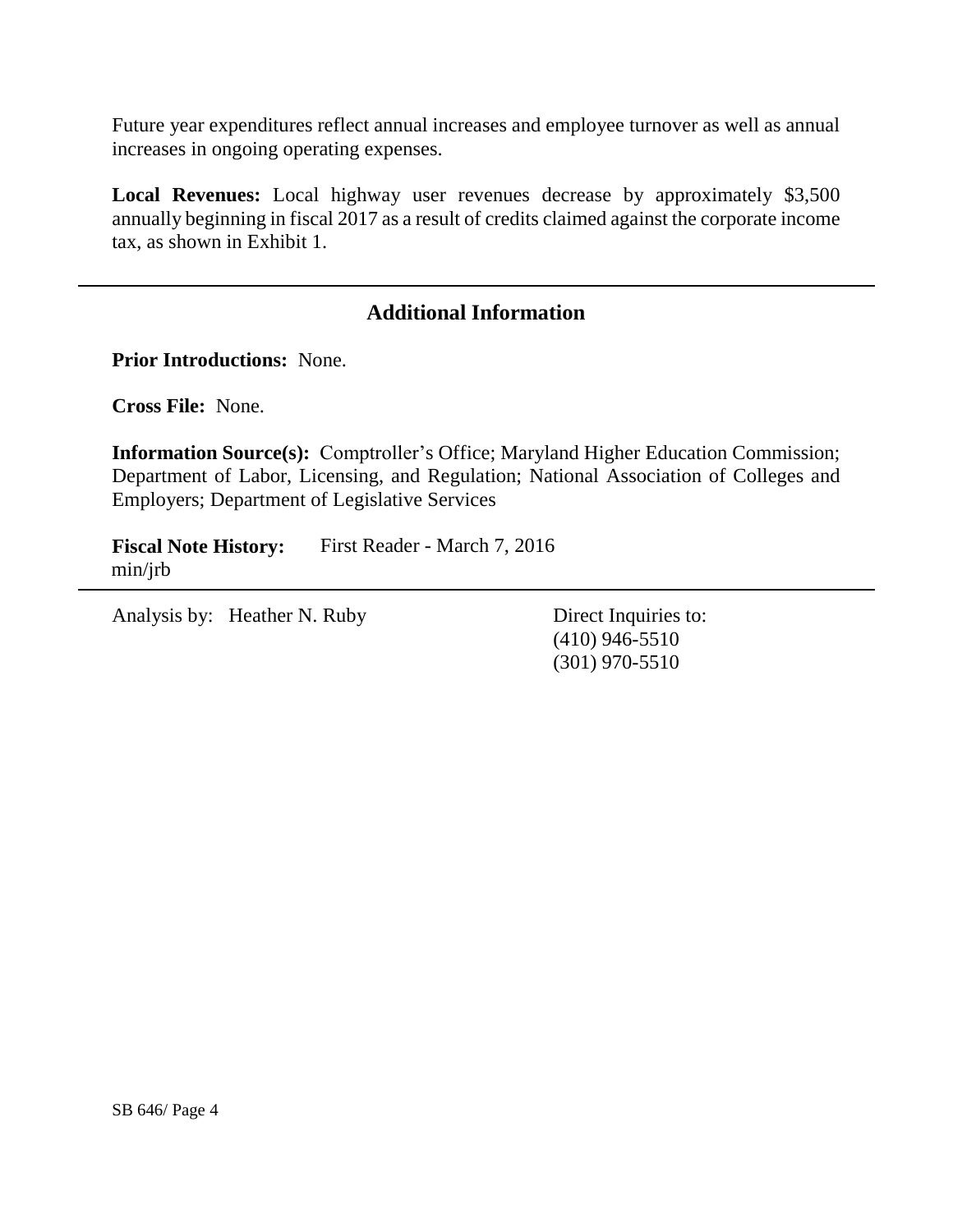Future year expenditures reflect annual increases and employee turnover as well as annual increases in ongoing operating expenses.

**Local Revenues:** Local highway user revenues decrease by approximately $3,500 annually beginning in fiscal 2017 as a result of credits claimed against the corporate income tax, as shown in Exhibit 1.

## Additional Information

**Prior Introductions:** None.

**Cross File:** None.

**Information Source(s):** Comptroller's Office; Maryland Higher Education Commission; Department of Labor, Licensing, and Regulation; National Association of Colleges and Employers; Department of Legislative Services

**Fiscal Note History:** First Reader - March 7, 2016
min/jrb

Analysis by: Heather N. Ruby

Direct Inquiries to:
(410) 946-5510
(301) 970-5510